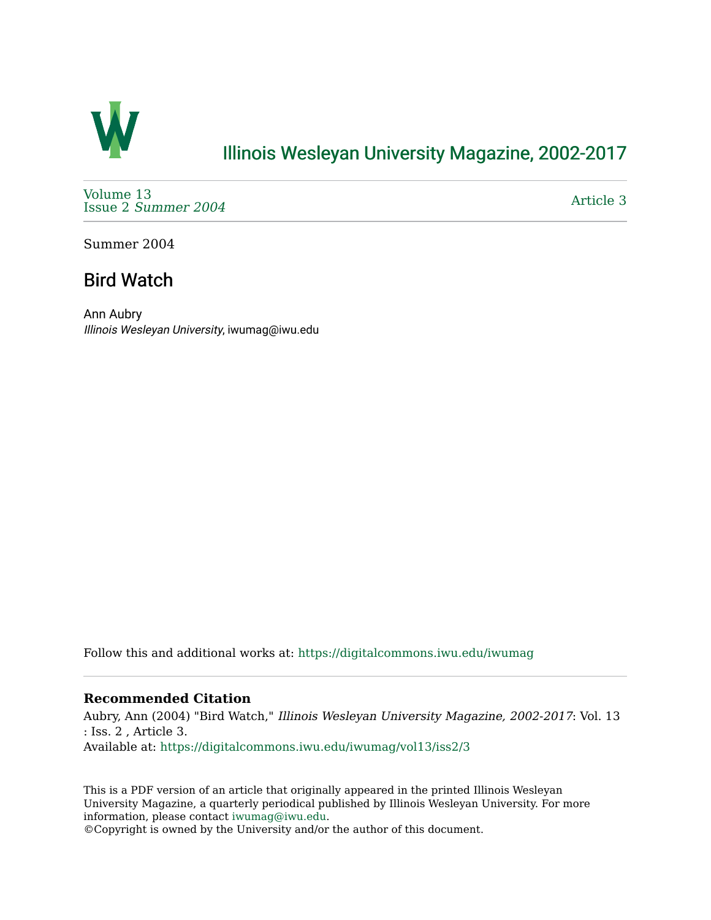# Illinois Wesleyan University Magazine, 2002-2017

Volume 13
Issue 2 *Summer 2004*

Article 3

Summer 2004

## Bird Watch

Ann Aubry
*Illinois Wesleyan University*, iwumag@iwu.edu

Follow this and additional works at: https://digitalcommons.iwu.edu/iwumag

### Recommended Citation

Aubry, Ann (2004) "Bird Watch," *Illinois Wesleyan University Magazine, 2002-2017*: Vol. 13 : Iss. 2 , Article 3.
Available at: https://digitalcommons.iwu.edu/iwumag/vol13/iss2/3

This is a PDF version of an article that originally appeared in the printed Illinois Wesleyan University Magazine, a quarterly periodical published by Illinois Wesleyan University. For more information, please contact iwumag@iwu.edu.
©Copyright is owned by the University and/or the author of this document.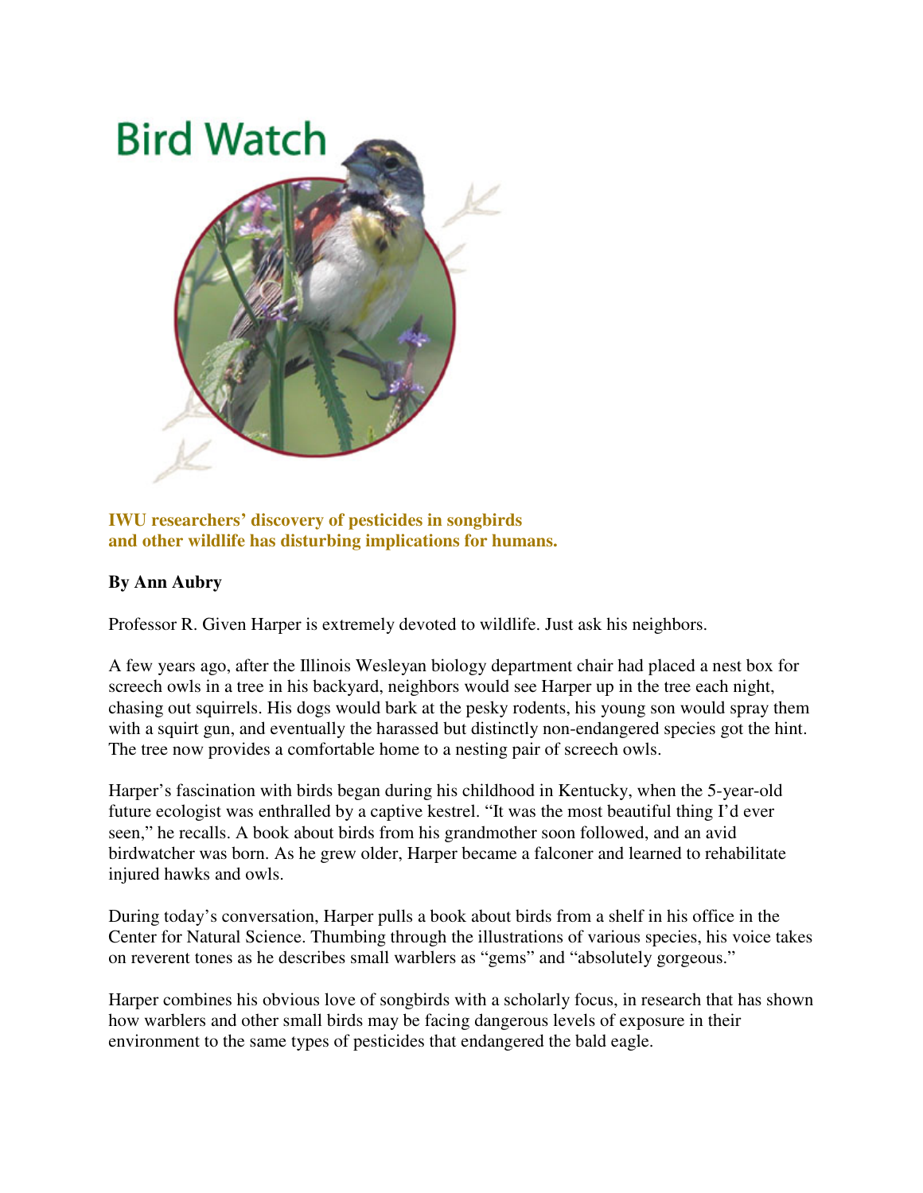# Bird Watch

**IWU researchers' discovery of pesticides in songbirds and other wildlife has disturbing implications for humans.**

**By Ann Aubry**

Professor R. Given Harper is extremely devoted to wildlife. Just ask his neighbors.

A few years ago, after the Illinois Wesleyan biology department chair had placed a nest box for screech owls in a tree in his backyard, neighbors would see Harper up in the tree each night, chasing out squirrels. His dogs would bark at the pesky rodents, his young son would spray them with a squirt gun, and eventually the harassed but distinctly non-endangered species got the hint. The tree now provides a comfortable home to a nesting pair of screech owls.

Harper's fascination with birds began during his childhood in Kentucky, when the 5-year-old future ecologist was enthralled by a captive kestrel. "It was the most beautiful thing I'd ever seen," he recalls. A book about birds from his grandmother soon followed, and an avid birdwatcher was born. As he grew older, Harper became a falconer and learned to rehabilitate injured hawks and owls.

During today's conversation, Harper pulls a book about birds from a shelf in his office in the Center for Natural Science. Thumbing through the illustrations of various species, his voice takes on reverent tones as he describes small warblers as "gems" and "absolutely gorgeous."

Harper combines his obvious love of songbirds with a scholarly focus, in research that has shown how warblers and other small birds may be facing dangerous levels of exposure in their environment to the same types of pesticides that endangered the bald eagle.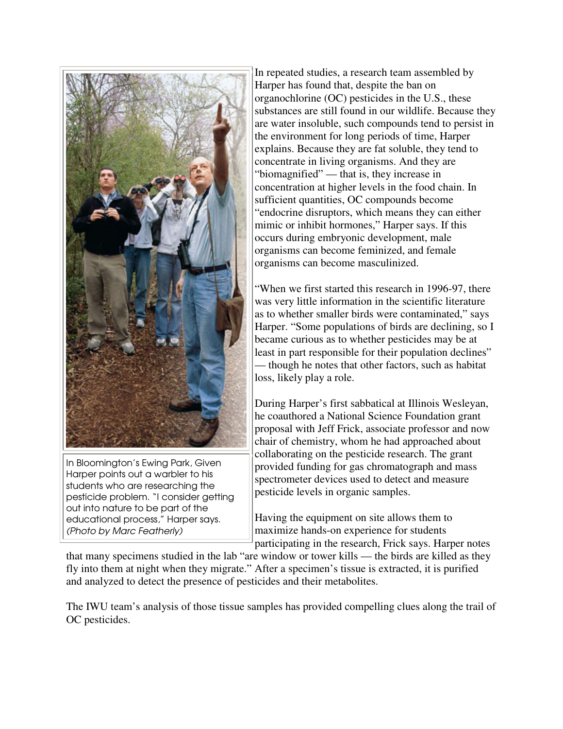In repeated studies, a research team assembled by Harper has found that, despite the ban on organochlorine (OC) pesticides in the U.S., these substances are still found in our wildlife. Because they are water insoluble, such compounds tend to persist in the environment for long periods of time, Harper explains. Because they are fat soluble, they tend to concentrate in living organisms. And they are "biomagnified" — that is, they increase in concentration at higher levels in the food chain. In sufficient quantities, OC compounds become "endocrine disruptors, which means they can either mimic or inhibit hormones," Harper says. If this occurs during embryonic development, male organisms can become feminized, and female organisms can become masculinized.

"When we first started this research in 1996-97, there was very little information in the scientific literature as to whether smaller birds were contaminated," says Harper. "Some populations of birds are declining, so I became curious as to whether pesticides may be at least in part responsible for their population declines" — though he notes that other factors, such as habitat loss, likely play a role.

During Harper's first sabbatical at Illinois Wesleyan, he coauthored a National Science Foundation grant proposal with Jeff Frick, associate professor and now chair of chemistry, whom he had approached about collaborating on the pesticide research. The grant provided funding for gas chromatograph and mass spectrometer devices used to detect and measure pesticide levels in organic samples.

In Bloomington's Ewing Park, Given Harper points out a warbler to his students who are researching the pesticide problem. "I consider getting out into nature to be part of the educational process," Harper says. *(Photo by Marc Featherly)*

Having the equipment on site allows them to maximize hands-on experience for students participating in the research, Frick says. Harper notes that many specimens studied in the lab "are window or tower kills — the birds are killed as they fly into them at night when they migrate." After a specimen's tissue is extracted, it is purified and analyzed to detect the presence of pesticides and their metabolites.

The IWU team's analysis of those tissue samples has provided compelling clues along the trail of OC pesticides.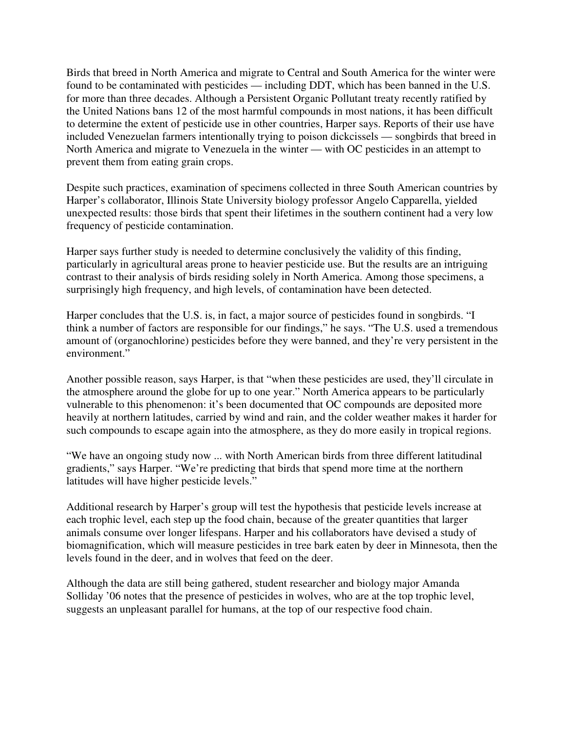Birds that breed in North America and migrate to Central and South America for the winter were found to be contaminated with pesticides — including DDT, which has been banned in the U.S. for more than three decades. Although a Persistent Organic Pollutant treaty recently ratified by the United Nations bans 12 of the most harmful compounds in most nations, it has been difficult to determine the extent of pesticide use in other countries, Harper says. Reports of their use have included Venezuelan farmers intentionally trying to poison dickcissels — songbirds that breed in North America and migrate to Venezuela in the winter — with OC pesticides in an attempt to prevent them from eating grain crops.

Despite such practices, examination of specimens collected in three South American countries by Harper's collaborator, Illinois State University biology professor Angelo Capparella, yielded unexpected results: those birds that spent their lifetimes in the southern continent had a very low frequency of pesticide contamination.

Harper says further study is needed to determine conclusively the validity of this finding, particularly in agricultural areas prone to heavier pesticide use. But the results are an intriguing contrast to their analysis of birds residing solely in North America. Among those specimens, a surprisingly high frequency, and high levels, of contamination have been detected.

Harper concludes that the U.S. is, in fact, a major source of pesticides found in songbirds. "I think a number of factors are responsible for our findings," he says. "The U.S. used a tremendous amount of (organochlorine) pesticides before they were banned, and they're very persistent in the environment."

Another possible reason, says Harper, is that "when these pesticides are used, they'll circulate in the atmosphere around the globe for up to one year." North America appears to be particularly vulnerable to this phenomenon: it's been documented that OC compounds are deposited more heavily at northern latitudes, carried by wind and rain, and the colder weather makes it harder for such compounds to escape again into the atmosphere, as they do more easily in tropical regions.

"We have an ongoing study now ... with North American birds from three different latitudinal gradients," says Harper. "We're predicting that birds that spend more time at the northern latitudes will have higher pesticide levels."

Additional research by Harper's group will test the hypothesis that pesticide levels increase at each trophic level, each step up the food chain, because of the greater quantities that larger animals consume over longer lifespans. Harper and his collaborators have devised a study of biomagnification, which will measure pesticides in tree bark eaten by deer in Minnesota, then the levels found in the deer, and in wolves that feed on the deer.

Although the data are still being gathered, student researcher and biology major Amanda Solliday '06 notes that the presence of pesticides in wolves, who are at the top trophic level, suggests an unpleasant parallel for humans, at the top of our respective food chain.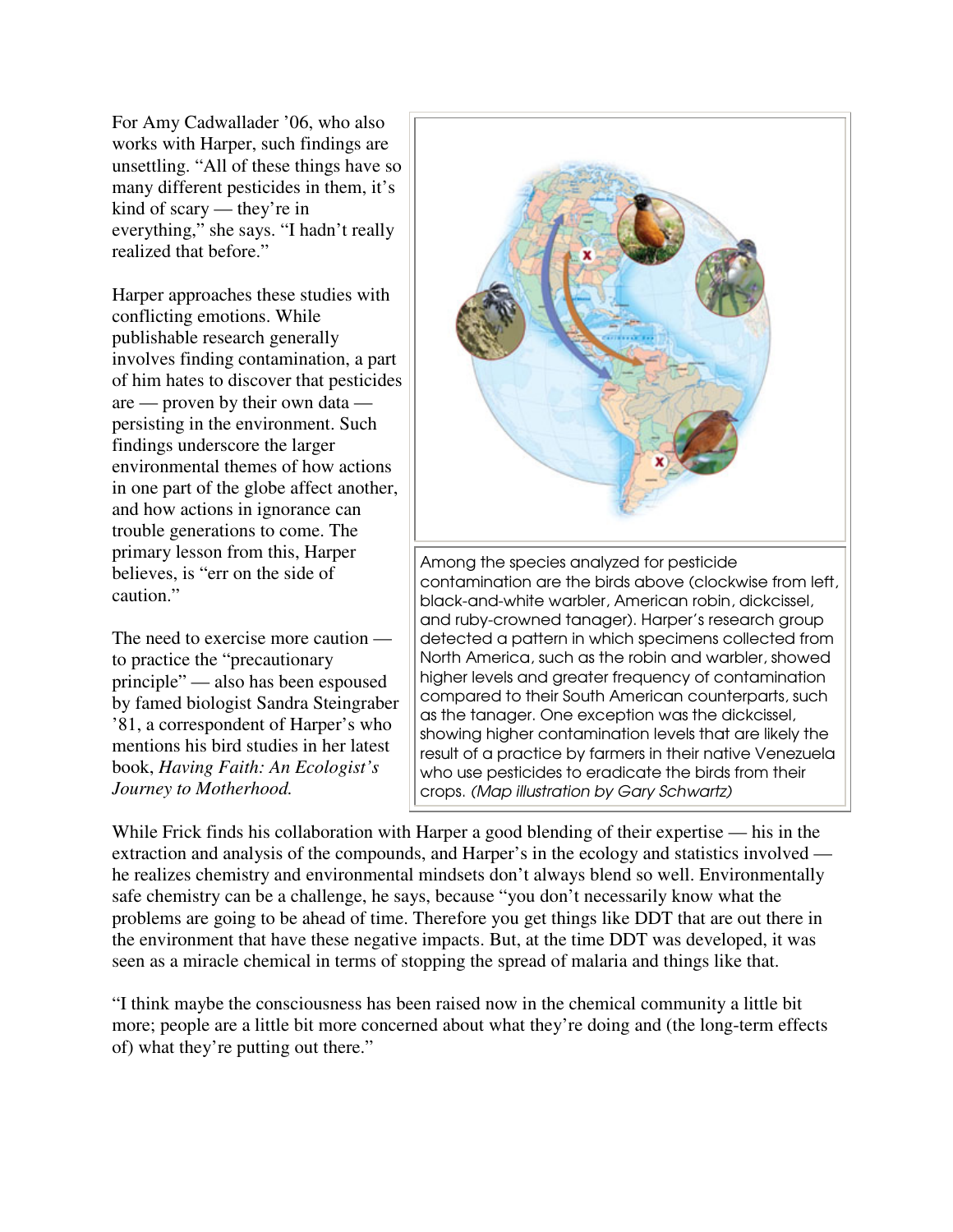For Amy Cadwallader '06, who also works with Harper, such findings are unsettling. "All of these things have so many different pesticides in them, it's kind of scary — they're in everything," she says. "I hadn't really realized that before."

Harper approaches these studies with conflicting emotions. While publishable research generally involves finding contamination, a part of him hates to discover that pesticides are — proven by their own data — persisting in the environment. Such findings underscore the larger environmental themes of how actions in one part of the globe affect another, and how actions in ignorance can trouble generations to come. The primary lesson from this, Harper believes, is "err on the side of caution."

The need to exercise more caution — to practice the "precautionary principle" — also has been espoused by famed biologist Sandra Steingraber '81, a correspondent of Harper's who mentions his bird studies in her latest book, *Having Faith: An Ecologist's Journey to Motherhood.*

Among the species analyzed for pesticide contamination are the birds above (clockwise from left, black-and-white warbler, American robin, dickcissel, and ruby-crowned tanager). Harper's research group detected a pattern in which specimens collected from North America, such as the robin and warbler, showed higher levels and greater frequency of contamination compared to their South American counterparts, such as the tanager. One exception was the dickcissel, showing higher contamination levels that are likely the result of a practice by farmers in their native Venezuela who use pesticides to eradicate the birds from their crops. *(Map illustration by Gary Schwartz)*

While Frick finds his collaboration with Harper a good blending of their expertise — his in the extraction and analysis of the compounds, and Harper's in the ecology and statistics involved — he realizes chemistry and environmental mindsets don't always blend so well. Environmentally safe chemistry can be a challenge, he says, because "you don't necessarily know what the problems are going to be ahead of time. Therefore you get things like DDT that are out there in the environment that have these negative impacts. But, at the time DDT was developed, it was seen as a miracle chemical in terms of stopping the spread of malaria and things like that.

"I think maybe the consciousness has been raised now in the chemical community a little bit more; people are a little bit more concerned about what they're doing and (the long-term effects of) what they're putting out there."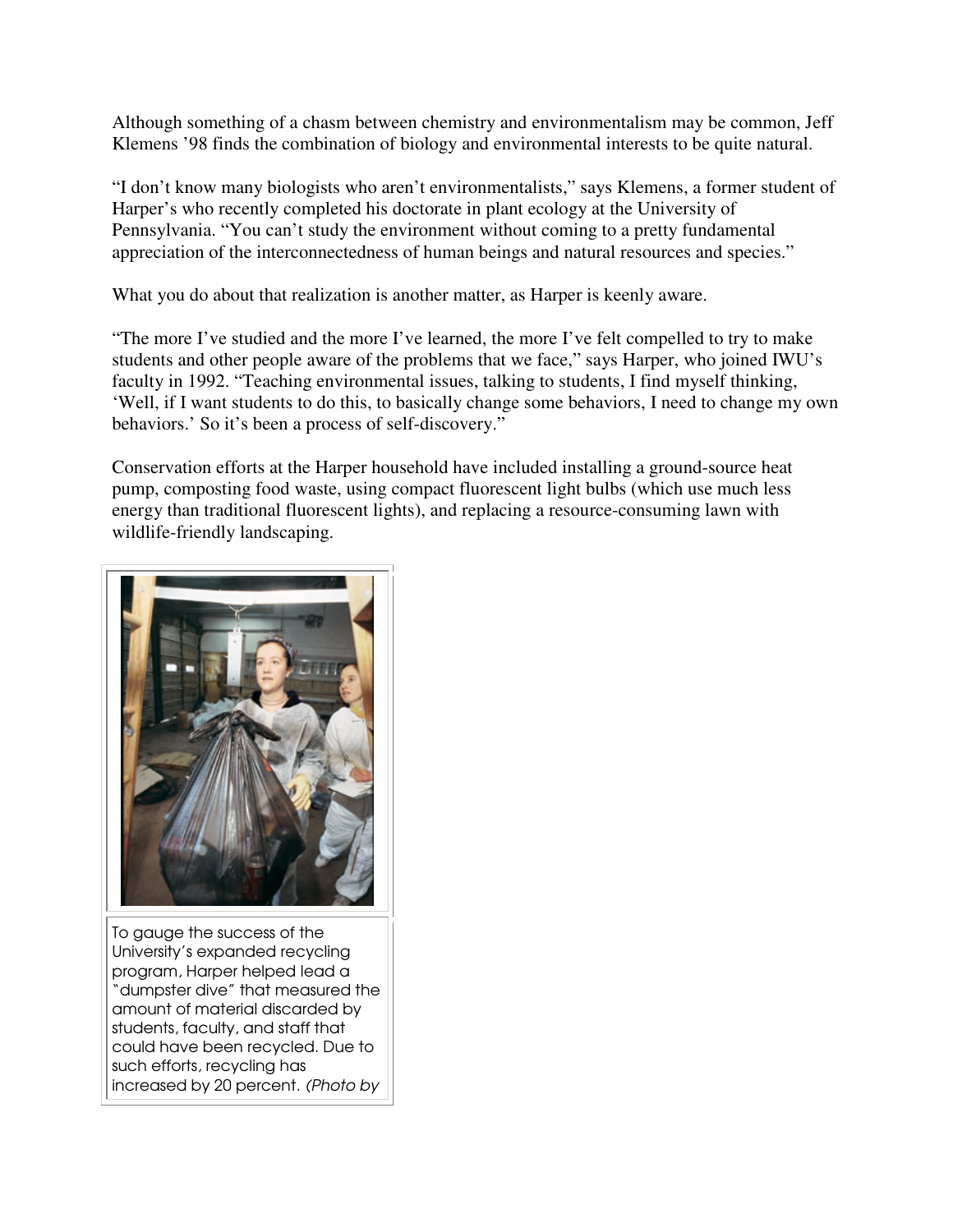Although something of a chasm between chemistry and environmentalism may be common, Jeff Klemens '98 finds the combination of biology and environmental interests to be quite natural.

"I don't know many biologists who aren't environmentalists," says Klemens, a former student of Harper's who recently completed his doctorate in plant ecology at the University of Pennsylvania. "You can't study the environment without coming to a pretty fundamental appreciation of the interconnectedness of human beings and natural resources and species."

What you do about that realization is another matter, as Harper is keenly aware.

"The more I've studied and the more I've learned, the more I've felt compelled to try to make students and other people aware of the problems that we face," says Harper, who joined IWU's faculty in 1992. "Teaching environmental issues, talking to students, I find myself thinking, 'Well, if I want students to do this, to basically change some behaviors, I need to change my own behaviors.' So it's been a process of self-discovery."

Conservation efforts at the Harper household have included installing a ground-source heat pump, composting food waste, using compact fluorescent light bulbs (which use much less energy than traditional fluorescent lights), and replacing a resource-consuming lawn with wildlife-friendly landscaping.

To gauge the success of the University's expanded recycling program, Harper helped lead a "dumpster dive" that measured the amount of material discarded by students, faculty, and staff that could have been recycled. Due to such efforts, recycling has increased by 20 percent. *(Photo by*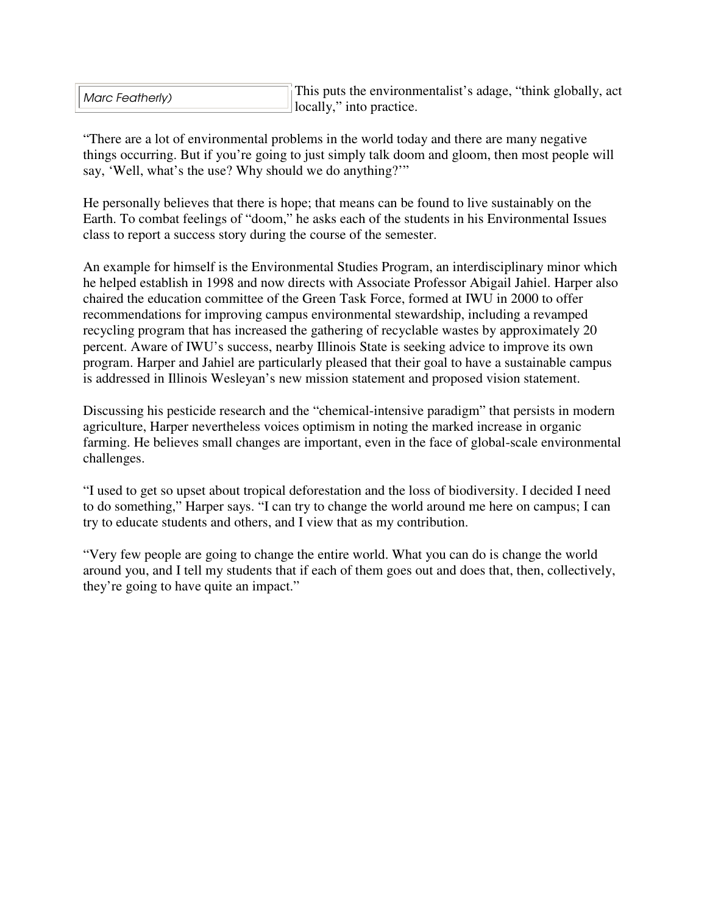Marc Featherly)

This puts the environmentalist's adage, "think globally, act locally," into practice.

"There are a lot of environmental problems in the world today and there are many negative things occurring. But if you're going to just simply talk doom and gloom, then most people will say, 'Well, what's the use? Why should we do anything?'"

He personally believes that there is hope; that means can be found to live sustainably on the Earth. To combat feelings of "doom," he asks each of the students in his Environmental Issues class to report a success story during the course of the semester.

An example for himself is the Environmental Studies Program, an interdisciplinary minor which he helped establish in 1998 and now directs with Associate Professor Abigail Jahiel. Harper also chaired the education committee of the Green Task Force, formed at IWU in 2000 to offer recommendations for improving campus environmental stewardship, including a revamped recycling program that has increased the gathering of recyclable wastes by approximately 20 percent. Aware of IWU's success, nearby Illinois State is seeking advice to improve its own program. Harper and Jahiel are particularly pleased that their goal to have a sustainable campus is addressed in Illinois Wesleyan's new mission statement and proposed vision statement.

Discussing his pesticide research and the "chemical-intensive paradigm" that persists in modern agriculture, Harper nevertheless voices optimism in noting the marked increase in organic farming. He believes small changes are important, even in the face of global-scale environmental challenges.

"I used to get so upset about tropical deforestation and the loss of biodiversity. I decided I need to do something," Harper says. "I can try to change the world around me here on campus; I can try to educate students and others, and I view that as my contribution.

"Very few people are going to change the entire world. What you can do is change the world around you, and I tell my students that if each of them goes out and does that, then, collectively, they're going to have quite an impact."